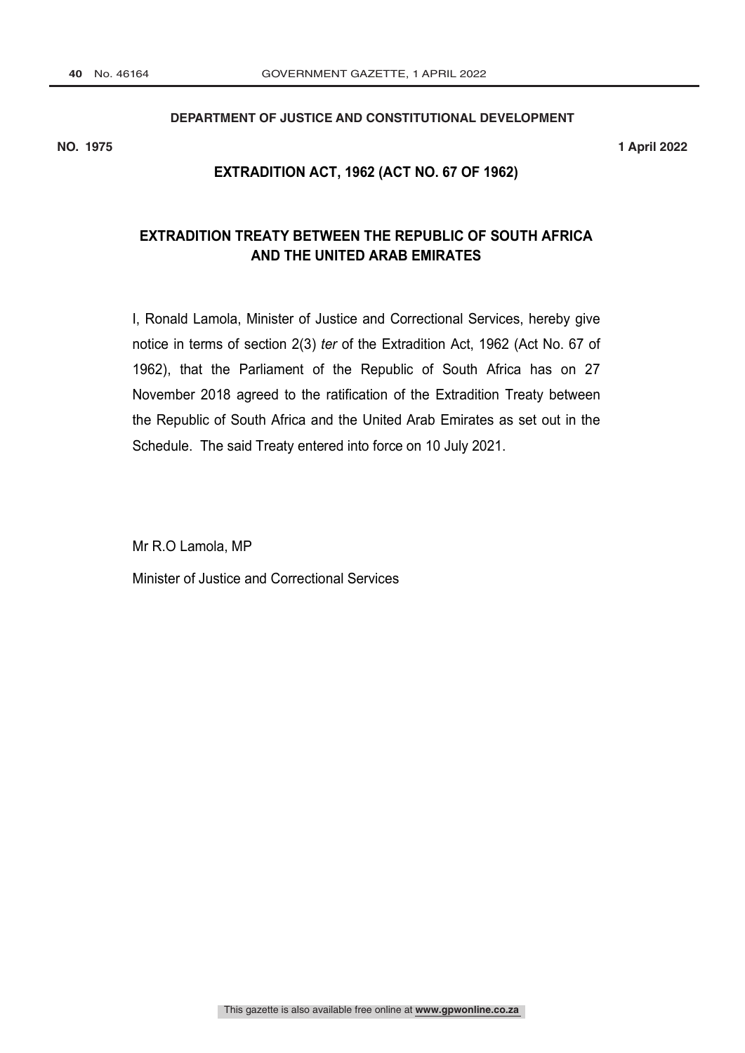**DEPARTMENT OF JUSTICE AND CONSTITUTIONAL DEVELOPMENT**

**NO. 1975** **1 April 2022**

## EXTRADITION ACT, 1962 (ACT NO. 67 OF 1962)

## EXTRADITION TREATY BETWEEN THE REPUBLIC OF SOUTH AFRICA AND THE UNITED ARAB EMIRATES

I, Ronald Lamola, Minister of Justice and Correctional Services, hereby give notice in terms of section 2(3) *ter* of the Extradition Act, 1962 (Act No. 67 of 1962), that the Parliament of the Republic of South Africa has on 27 November 2018 agreed to the ratification of the Extradition Treaty between the Republic of South Africa and the United Arab Emirates as set out in the Schedule. The said Treaty entered into force on 10 July 2021.

Mr R.O Lamola, MP

Minister of Justice and Correctional Services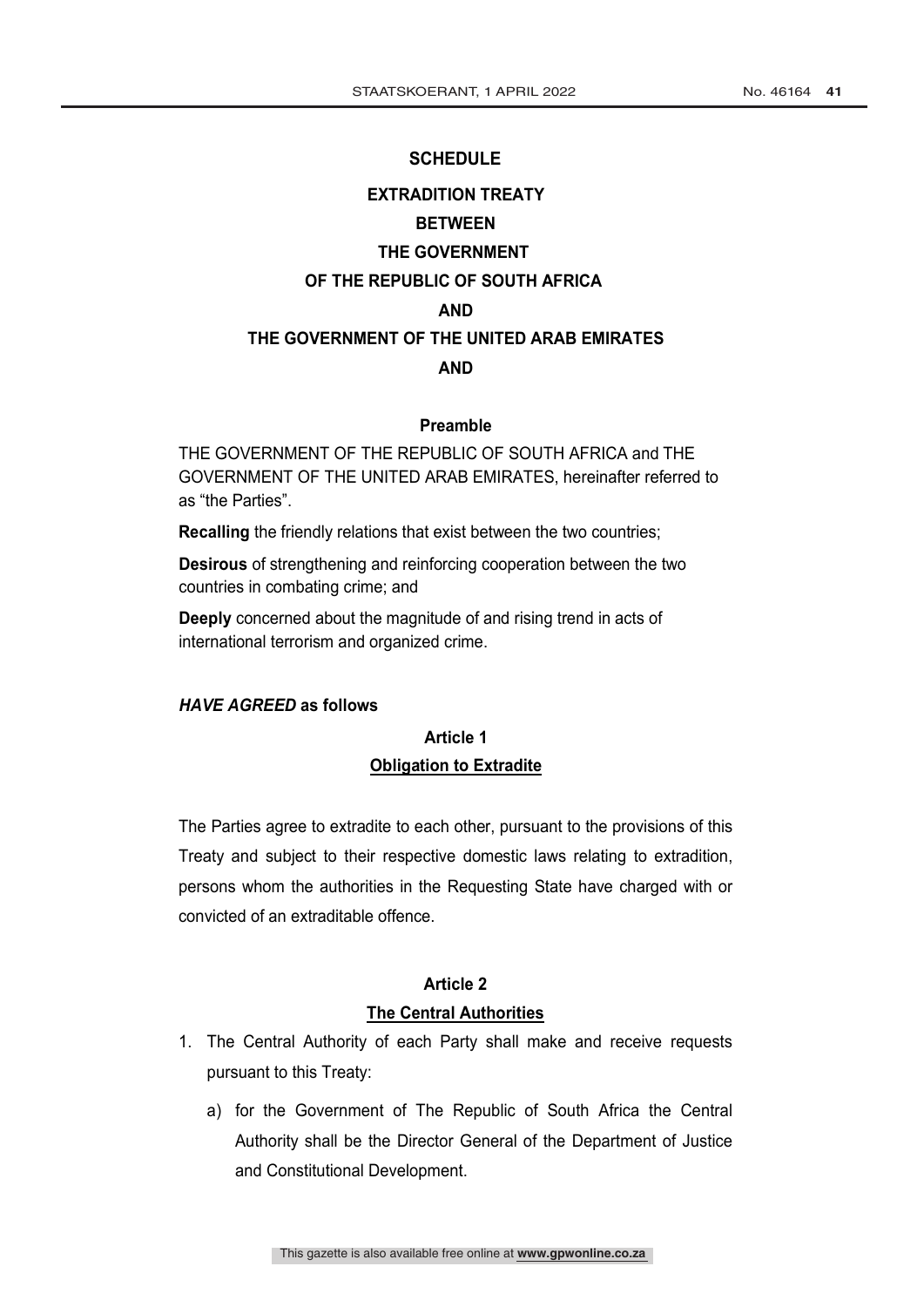# SCHEDULE

# EXTRADITION TREATY
# BETWEEN
# THE GOVERNMENT
# OF THE REPUBLIC OF SOUTH AFRICA
# AND
# THE GOVERNMENT OF THE UNITED ARAB EMIRATES
# AND

## Preamble

THE GOVERNMENT OF THE REPUBLIC OF SOUTH AFRICA and THE GOVERNMENT OF THE UNITED ARAB EMIRATES, hereinafter referred to as "the Parties".

**Recalling** the friendly relations that exist between the two countries;

**Desirous** of strengthening and reinforcing cooperation between the two countries in combating crime; and

**Deeply** concerned about the magnitude of and rising trend in acts of international terrorism and organized crime.

***HAVE AGREED*** **as follows**

## Article 1
## Obligation to Extradite

The Parties agree to extradite to each other, pursuant to the provisions of this Treaty and subject to their respective domestic laws relating to extradition, persons whom the authorities in the Requesting State have charged with or convicted of an extraditable offence.

## Article 2
## The Central Authorities

1. The Central Authority of each Party shall make and receive requests pursuant to this Treaty:
   a) for the Government of The Republic of South Africa the Central Authority shall be the Director General of the Department of Justice and Constitutional Development.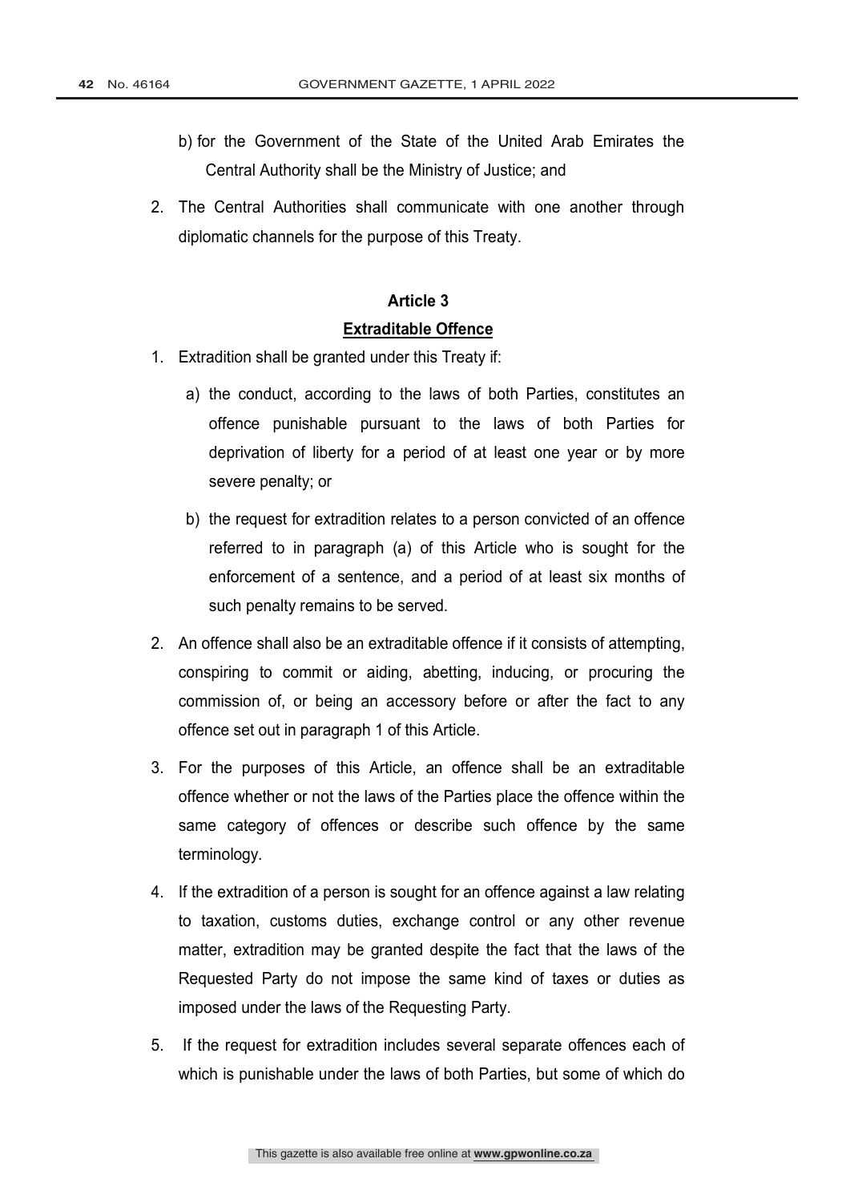b) for the Government of the State of the United Arab Emirates the Central Authority shall be the Ministry of Justice; and

2. The Central Authorities shall communicate with one another through diplomatic channels for the purpose of this Treaty.

### Article 3

### Extraditable Offence

1. Extradition shall be granted under this Treaty if:

   a) the conduct, according to the laws of both Parties, constitutes an offence punishable pursuant to the laws of both Parties for deprivation of liberty for a period of at least one year or by more severe penalty; or

   b) the request for extradition relates to a person convicted of an offence referred to in paragraph (a) of this Article who is sought for the enforcement of a sentence, and a period of at least six months of such penalty remains to be served.

2. An offence shall also be an extraditable offence if it consists of attempting, conspiring to commit or aiding, abetting, inducing, or procuring the commission of, or being an accessory before or after the fact to any offence set out in paragraph 1 of this Article.

3. For the purposes of this Article, an offence shall be an extraditable offence whether or not the laws of the Parties place the offence within the same category of offences or describe such offence by the same terminology.

4. If the extradition of a person is sought for an offence against a law relating to taxation, customs duties, exchange control or any other revenue matter, extradition may be granted despite the fact that the laws of the Requested Party do not impose the same kind of taxes or duties as imposed under the laws of the Requesting Party.

5. If the request for extradition includes several separate offences each of which is punishable under the laws of both Parties, but some of which do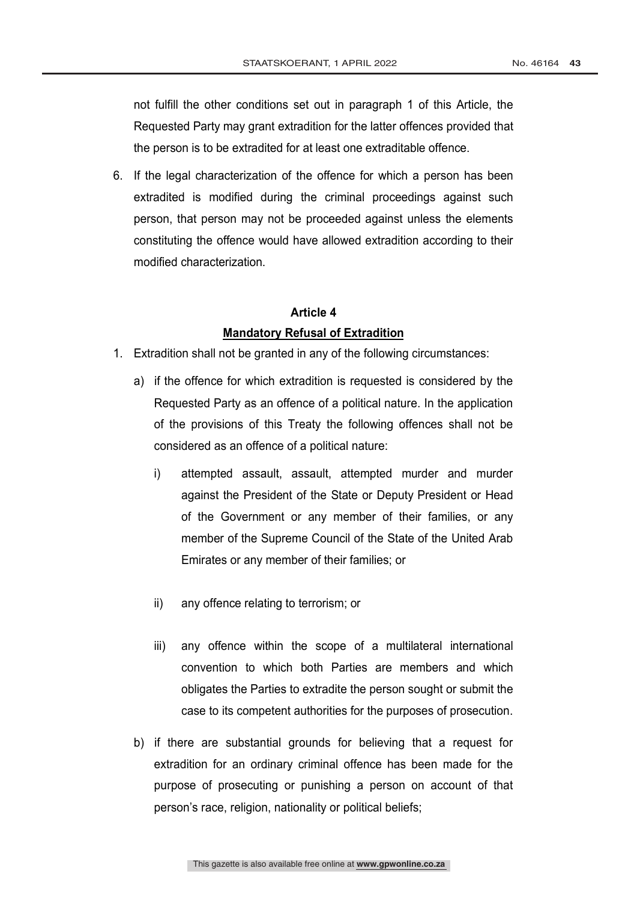not fulfill the other conditions set out in paragraph 1 of this Article, the Requested Party may grant extradition for the latter offences provided that the person is to be extradited for at least one extraditable offence.

6. If the legal characterization of the offence for which a person has been extradited is modified during the criminal proceedings against such person, that person may not be proceeded against unless the elements constituting the offence would have allowed extradition according to their modified characterization.

## Article 4

## Mandatory Refusal of Extradition

1. Extradition shall not be granted in any of the following circumstances:

   a) if the offence for which extradition is requested is considered by the Requested Party as an offence of a political nature. In the application of the provisions of this Treaty the following offences shall not be considered as an offence of a political nature:

      i) attempted assault, assault, attempted murder and murder against the President of the State or Deputy President or Head of the Government or any member of their families, or any member of the Supreme Council of the State of the United Arab Emirates or any member of their families; or

      ii) any offence relating to terrorism; or

      iii) any offence within the scope of a multilateral international convention to which both Parties are members and which obligates the Parties to extradite the person sought or submit the case to its competent authorities for the purposes of prosecution.

   b) if there are substantial grounds for believing that a request for extradition for an ordinary criminal offence has been made for the purpose of prosecuting or punishing a person on account of that person's race, religion, nationality or political beliefs;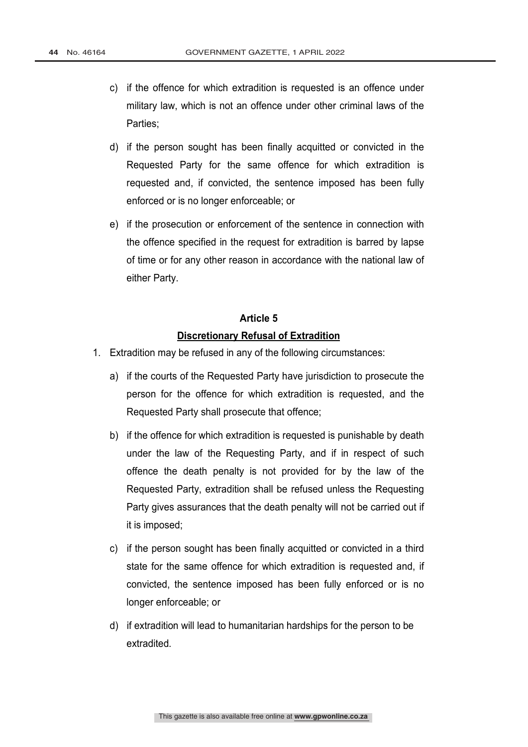c) if the offence for which extradition is requested is an offence under military law, which is not an offence under other criminal laws of the Parties;

d) if the person sought has been finally acquitted or convicted in the Requested Party for the same offence for which extradition is requested and, if convicted, the sentence imposed has been fully enforced or is no longer enforceable; or

e) if the prosecution or enforcement of the sentence in connection with the offence specified in the request for extradition is barred by lapse of time or for any other reason in accordance with the national law of either Party.

## Article 5

### Discretionary Refusal of Extradition

1. Extradition may be refused in any of the following circumstances:

   a) if the courts of the Requested Party have jurisdiction to prosecute the person for the offence for which extradition is requested, and the Requested Party shall prosecute that offence;

   b) if the offence for which extradition is requested is punishable by death under the law of the Requesting Party, and if in respect of such offence the death penalty is not provided for by the law of the Requested Party, extradition shall be refused unless the Requesting Party gives assurances that the death penalty will not be carried out if it is imposed;

   c) if the person sought has been finally acquitted or convicted in a third state for the same offence for which extradition is requested and, if convicted, the sentence imposed has been fully enforced or is no longer enforceable; or

   d) if extradition will lead to humanitarian hardships for the person to be extradited.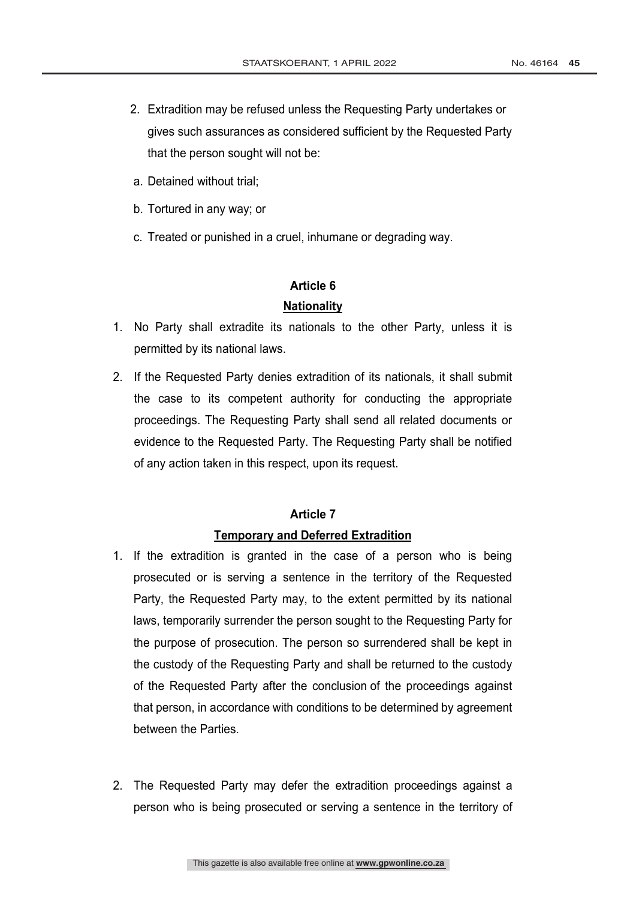2. Extradition may be refused unless the Requesting Party undertakes or gives such assurances as considered sufficient by the Requested Party that the person sought will not be:

   a. Detained without trial;

   b. Tortured in any way; or

   c. Treated or punished in a cruel, inhumane or degrading way.

## Article 6

### Nationality

1. No Party shall extradite its nationals to the other Party, unless it is permitted by its national laws.

2. If the Requested Party denies extradition of its nationals, it shall submit the case to its competent authority for conducting the appropriate proceedings. The Requesting Party shall send all related documents or evidence to the Requested Party. The Requesting Party shall be notified of any action taken in this respect, upon its request.

## Article 7

### Temporary and Deferred Extradition

1. If the extradition is granted in the case of a person who is being prosecuted or is serving a sentence in the territory of the Requested Party, the Requested Party may, to the extent permitted by its national laws, temporarily surrender the person sought to the Requesting Party for the purpose of prosecution. The person so surrendered shall be kept in the custody of the Requesting Party and shall be returned to the custody of the Requested Party after the conclusion of the proceedings against that person, in accordance with conditions to be determined by agreement between the Parties.

2. The Requested Party may defer the extradition proceedings against a person who is being prosecuted or serving a sentence in the territory of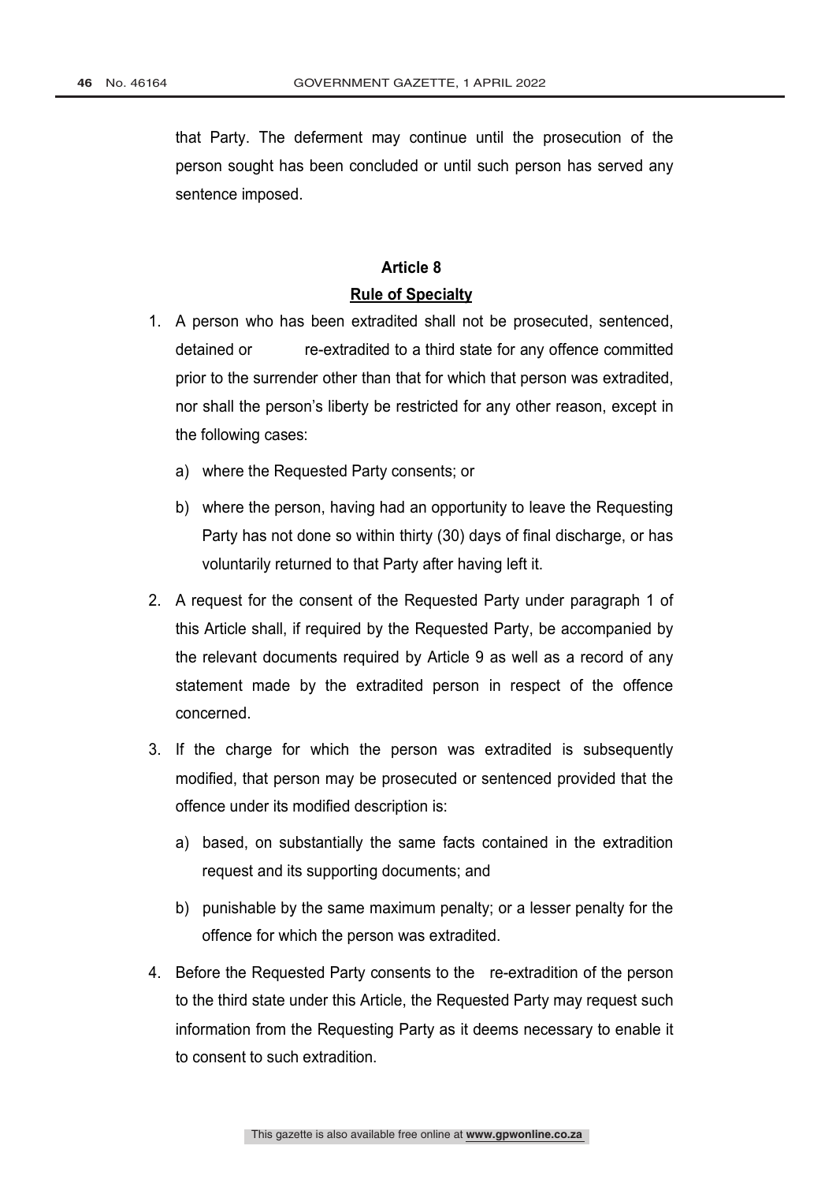that Party. The deferment may continue until the prosecution of the person sought has been concluded or until such person has served any sentence imposed.

## Article 8

### Rule of Specialty

1. A person who has been extradited shall not be prosecuted, sentenced, detained or re-extradited to a third state for any offence committed prior to the surrender other than that for which that person was extradited, nor shall the person's liberty be restricted for any other reason, except in the following cases:

   a) where the Requested Party consents; or

   b) where the person, having had an opportunity to leave the Requesting Party has not done so within thirty (30) days of final discharge, or has voluntarily returned to that Party after having left it.

2. A request for the consent of the Requested Party under paragraph 1 of this Article shall, if required by the Requested Party, be accompanied by the relevant documents required by Article 9 as well as a record of any statement made by the extradited person in respect of the offence concerned.

3. If the charge for which the person was extradited is subsequently modified, that person may be prosecuted or sentenced provided that the offence under its modified description is:

   a) based, on substantially the same facts contained in the extradition request and its supporting documents; and

   b) punishable by the same maximum penalty; or a lesser penalty for the offence for which the person was extradited.

4. Before the Requested Party consents to the re-extradition of the person to the third state under this Article, the Requested Party may request such information from the Requesting Party as it deems necessary to enable it to consent to such extradition.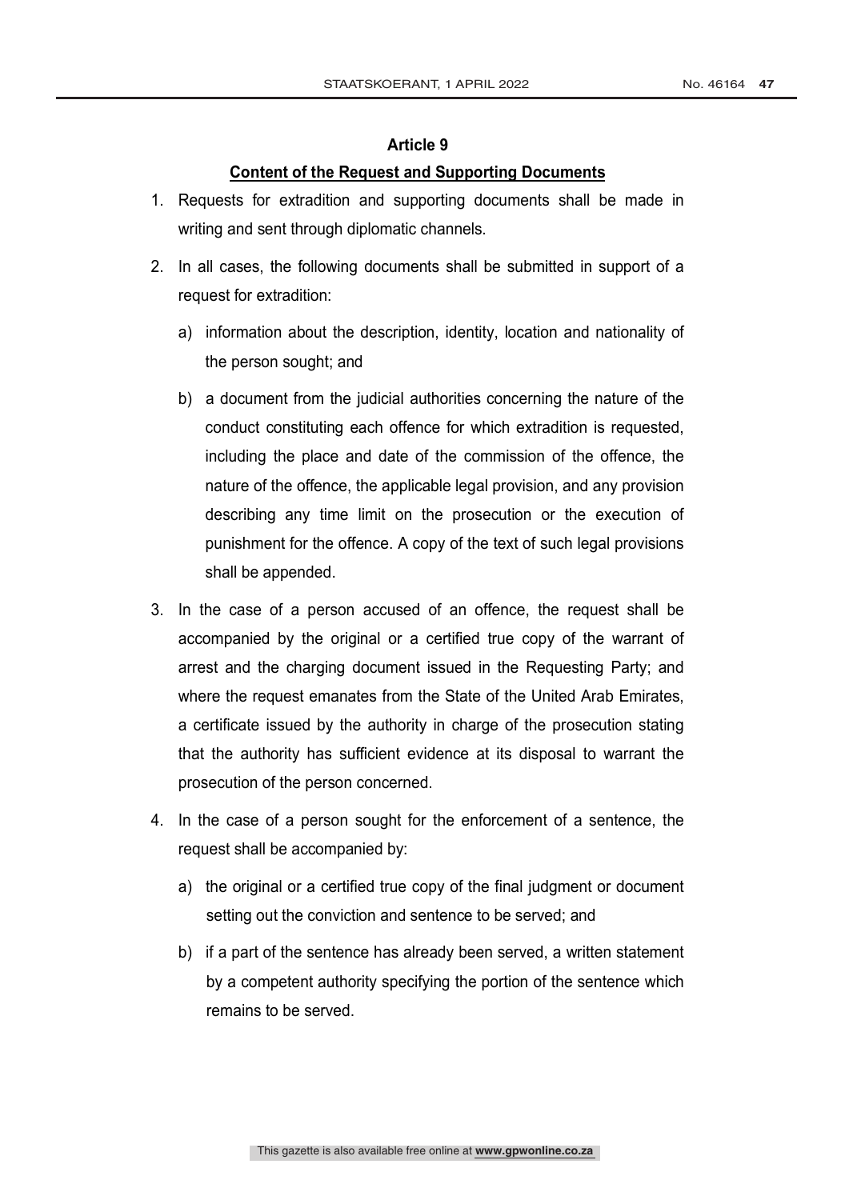## Article 9

**Content of the Request and Supporting Documents**

1. Requests for extradition and supporting documents shall be made in writing and sent through diplomatic channels.

2. In all cases, the following documents shall be submitted in support of a request for extradition:

   a) information about the description, identity, location and nationality of the person sought; and

   b) a document from the judicial authorities concerning the nature of the conduct constituting each offence for which extradition is requested, including the place and date of the commission of the offence, the nature of the offence, the applicable legal provision, and any provision describing any time limit on the prosecution or the execution of punishment for the offence. A copy of the text of such legal provisions shall be appended.

3. In the case of a person accused of an offence, the request shall be accompanied by the original or a certified true copy of the warrant of arrest and the charging document issued in the Requesting Party; and where the request emanates from the State of the United Arab Emirates, a certificate issued by the authority in charge of the prosecution stating that the authority has sufficient evidence at its disposal to warrant the prosecution of the person concerned.

4. In the case of a person sought for the enforcement of a sentence, the request shall be accompanied by:

   a) the original or a certified true copy of the final judgment or document setting out the conviction and sentence to be served; and

   b) if a part of the sentence has already been served, a written statement by a competent authority specifying the portion of the sentence which remains to be served.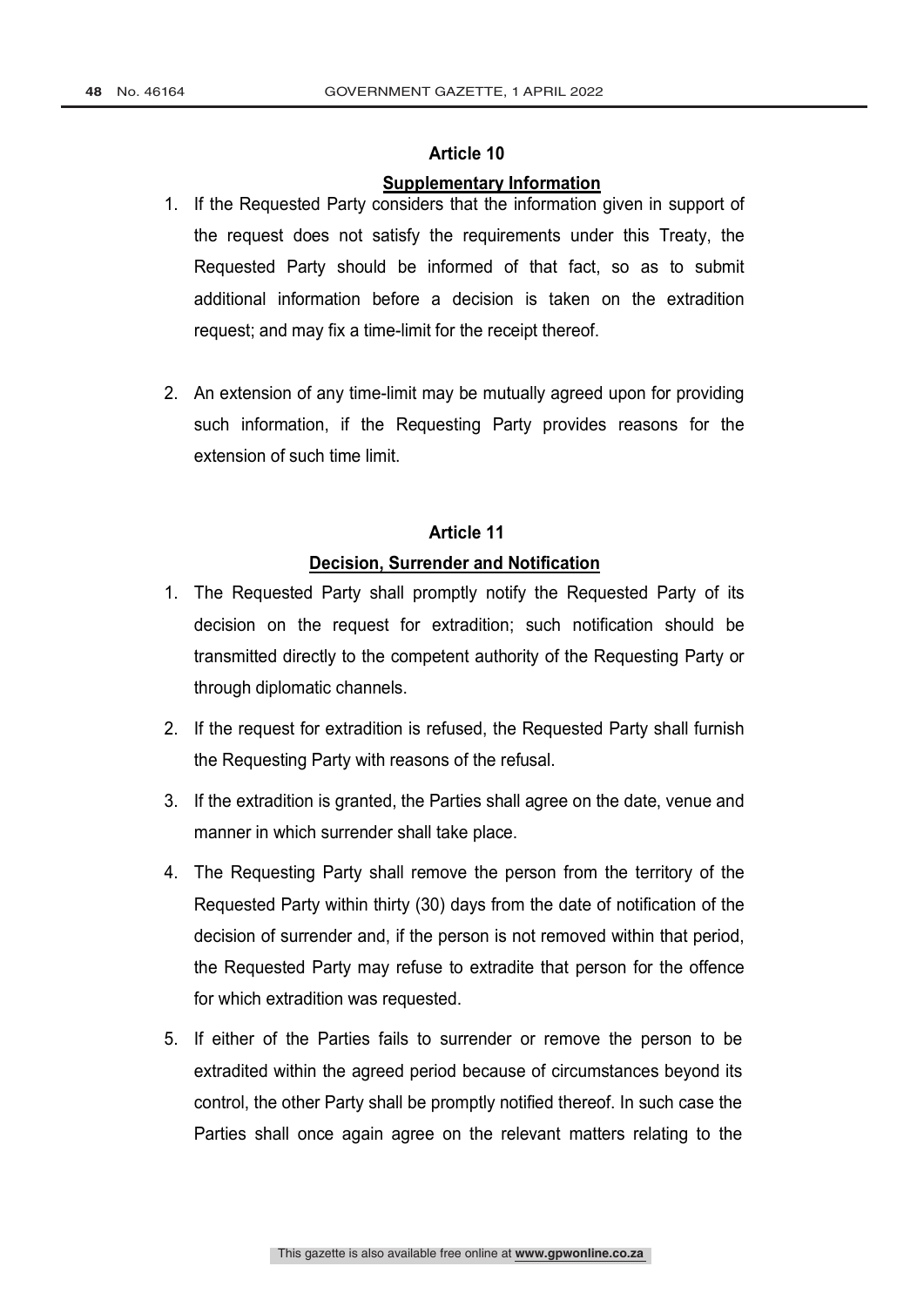## Article 10

### Supplementary Information

1. If the Requested Party considers that the information given in support of the request does not satisfy the requirements under this Treaty, the Requested Party should be informed of that fact, so as to submit additional information before a decision is taken on the extradition request; and may fix a time-limit for the receipt thereof.

2. An extension of any time-limit may be mutually agreed upon for providing such information, if the Requesting Party provides reasons for the extension of such time limit.

## Article 11

### Decision, Surrender and Notification

1. The Requested Party shall promptly notify the Requested Party of its decision on the request for extradition; such notification should be transmitted directly to the competent authority of the Requesting Party or through diplomatic channels.

2. If the request for extradition is refused, the Requested Party shall furnish the Requesting Party with reasons of the refusal.

3. If the extradition is granted, the Parties shall agree on the date, venue and manner in which surrender shall take place.

4. The Requesting Party shall remove the person from the territory of the Requested Party within thirty (30) days from the date of notification of the decision of surrender and, if the person is not removed within that period, the Requested Party may refuse to extradite that person for the offence for which extradition was requested.

5. If either of the Parties fails to surrender or remove the person to be extradited within the agreed period because of circumstances beyond its control, the other Party shall be promptly notified thereof. In such case the Parties shall once again agree on the relevant matters relating to the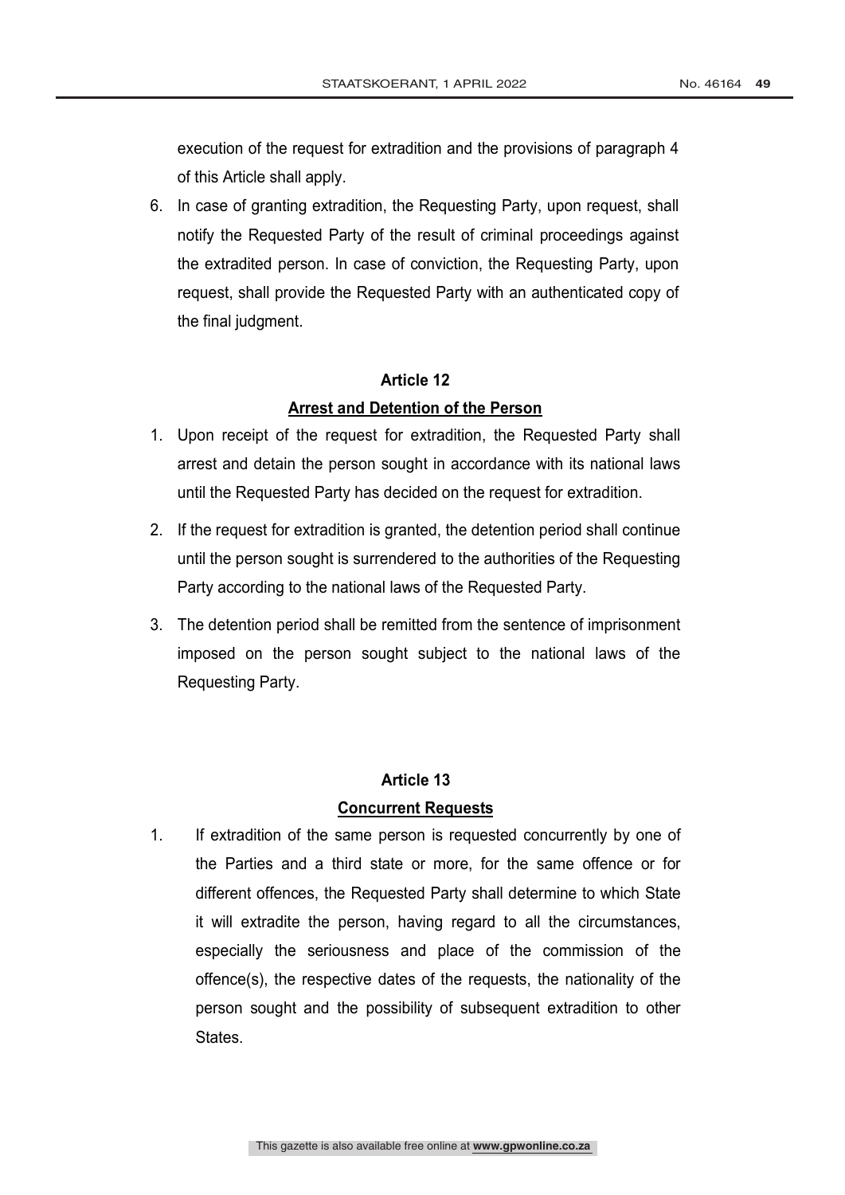execution of the request for extradition and the provisions of paragraph 4 of this Article shall apply.

6. In case of granting extradition, the Requesting Party, upon request, shall notify the Requested Party of the result of criminal proceedings against the extradited person. In case of conviction, the Requesting Party, upon request, shall provide the Requested Party with an authenticated copy of the final judgment.

## Article 12

### Arrest and Detention of the Person

1. Upon receipt of the request for extradition, the Requested Party shall arrest and detain the person sought in accordance with its national laws until the Requested Party has decided on the request for extradition.
2. If the request for extradition is granted, the detention period shall continue until the person sought is surrendered to the authorities of the Requesting Party according to the national laws of the Requested Party.
3. The detention period shall be remitted from the sentence of imprisonment imposed on the person sought subject to the national laws of the Requesting Party.

## Article 13

### Concurrent Requests

1. If extradition of the same person is requested concurrently by one of the Parties and a third state or more, for the same offence or for different offences, the Requested Party shall determine to which State it will extradite the person, having regard to all the circumstances, especially the seriousness and place of the commission of the offence(s), the respective dates of the requests, the nationality of the person sought and the possibility of subsequent extradition to other States.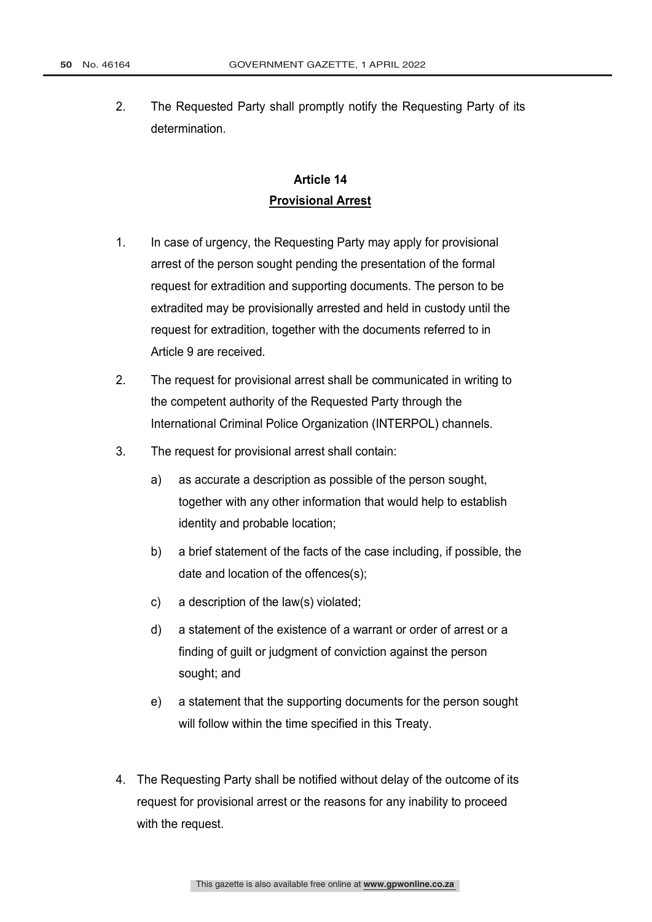2. The Requested Party shall promptly notify the Requesting Party of its determination.

## Article 14
## Provisional Arrest

1. In case of urgency, the Requesting Party may apply for provisional arrest of the person sought pending the presentation of the formal request for extradition and supporting documents. The person to be extradited may be provisionally arrested and held in custody until the request for extradition, together with the documents referred to in Article 9 are received.

2. The request for provisional arrest shall be communicated in writing to the competent authority of the Requested Party through the International Criminal Police Organization (INTERPOL) channels.

3. The request for provisional arrest shall contain:

    a) as accurate a description as possible of the person sought, together with any other information that would help to establish identity and probable location;

    b) a brief statement of the facts of the case including, if possible, the date and location of the offences(s);

    c) a description of the law(s) violated;

    d) a statement of the existence of a warrant or order of arrest or a finding of guilt or judgment of conviction against the person sought; and

    e) a statement that the supporting documents for the person sought will follow within the time specified in this Treaty.

4. The Requesting Party shall be notified without delay of the outcome of its request for provisional arrest or the reasons for any inability to proceed with the request.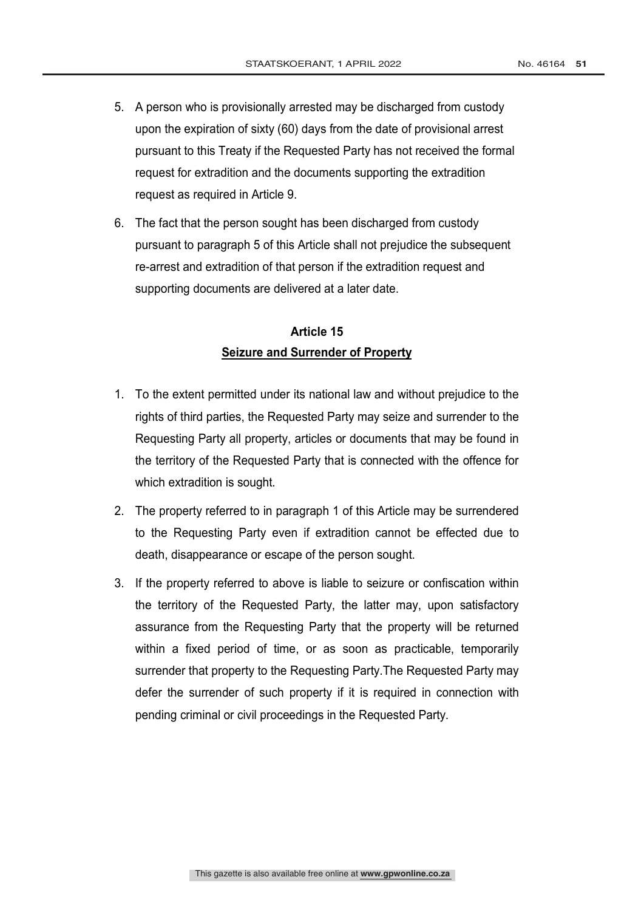5. A person who is provisionally arrested may be discharged from custody upon the expiration of sixty (60) days from the date of provisional arrest pursuant to this Treaty if the Requested Party has not received the formal request for extradition and the documents supporting the extradition request as required in Article 9.

6. The fact that the person sought has been discharged from custody pursuant to paragraph 5 of this Article shall not prejudice the subsequent re-arrest and extradition of that person if the extradition request and supporting documents are delivered at a later date.

## Article 15
## Seizure and Surrender of Property

1. To the extent permitted under its national law and without prejudice to the rights of third parties, the Requested Party may seize and surrender to the Requesting Party all property, articles or documents that may be found in the territory of the Requested Party that is connected with the offence for which extradition is sought.

2. The property referred to in paragraph 1 of this Article may be surrendered to the Requesting Party even if extradition cannot be effected due to death, disappearance or escape of the person sought.

3. If the property referred to above is liable to seizure or confiscation within the territory of the Requested Party, the latter may, upon satisfactory assurance from the Requesting Party that the property will be returned within a fixed period of time, or as soon as practicable, temporarily surrender that property to the Requesting Party.The Requested Party may defer the surrender of such property if it is required in connection with pending criminal or civil proceedings in the Requested Party.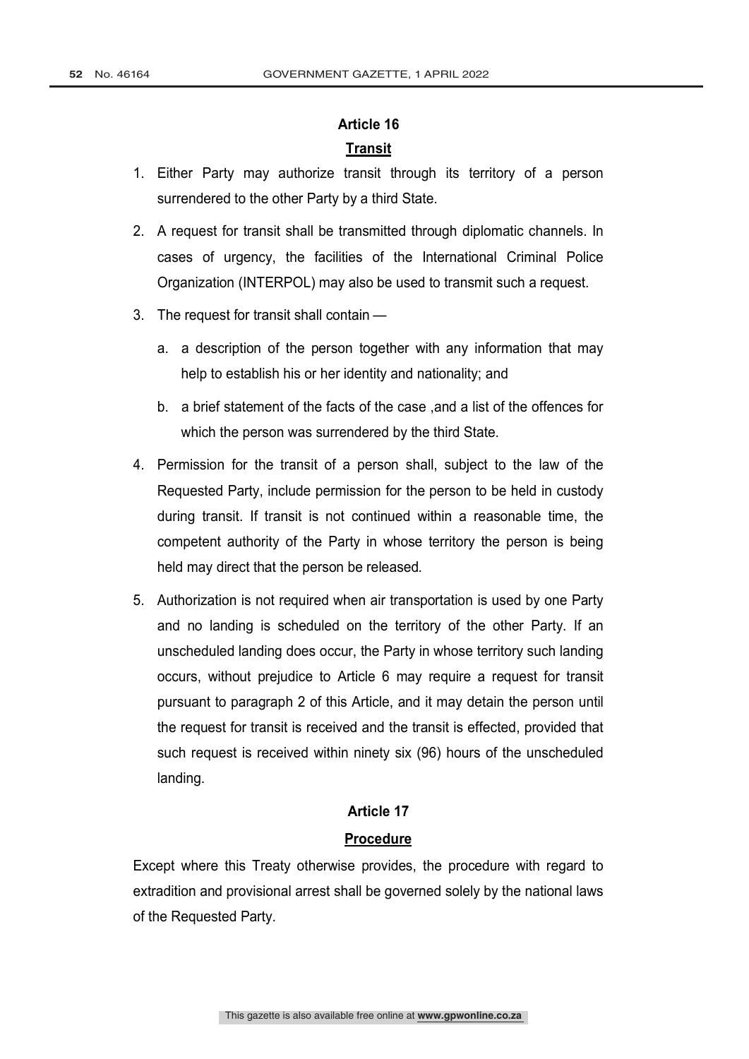## Article 16

### Transit

1. Either Party may authorize transit through its territory of a person surrendered to the other Party by a third State.
2. A request for transit shall be transmitted through diplomatic channels. In cases of urgency, the facilities of the International Criminal Police Organization (INTERPOL) may also be used to transmit such a request.
3. The request for transit shall contain —
   a. a description of the person together with any information that may help to establish his or her identity and nationality; and
   b. a brief statement of the facts of the case ,and a list of the offences for which the person was surrendered by the third State.
4. Permission for the transit of a person shall, subject to the law of the Requested Party, include permission for the person to be held in custody during transit. If transit is not continued within a reasonable time, the competent authority of the Party in whose territory the person is being held may direct that the person be released.
5. Authorization is not required when air transportation is used by one Party and no landing is scheduled on the territory of the other Party. If an unscheduled landing does occur, the Party in whose territory such landing occurs, without prejudice to Article 6 may require a request for transit pursuant to paragraph 2 of this Article, and it may detain the person until the request for transit is received and the transit is effected, provided that such request is received within ninety six (96) hours of the unscheduled landing.

## Article 17

### Procedure

Except where this Treaty otherwise provides, the procedure with regard to extradition and provisional arrest shall be governed solely by the national laws of the Requested Party.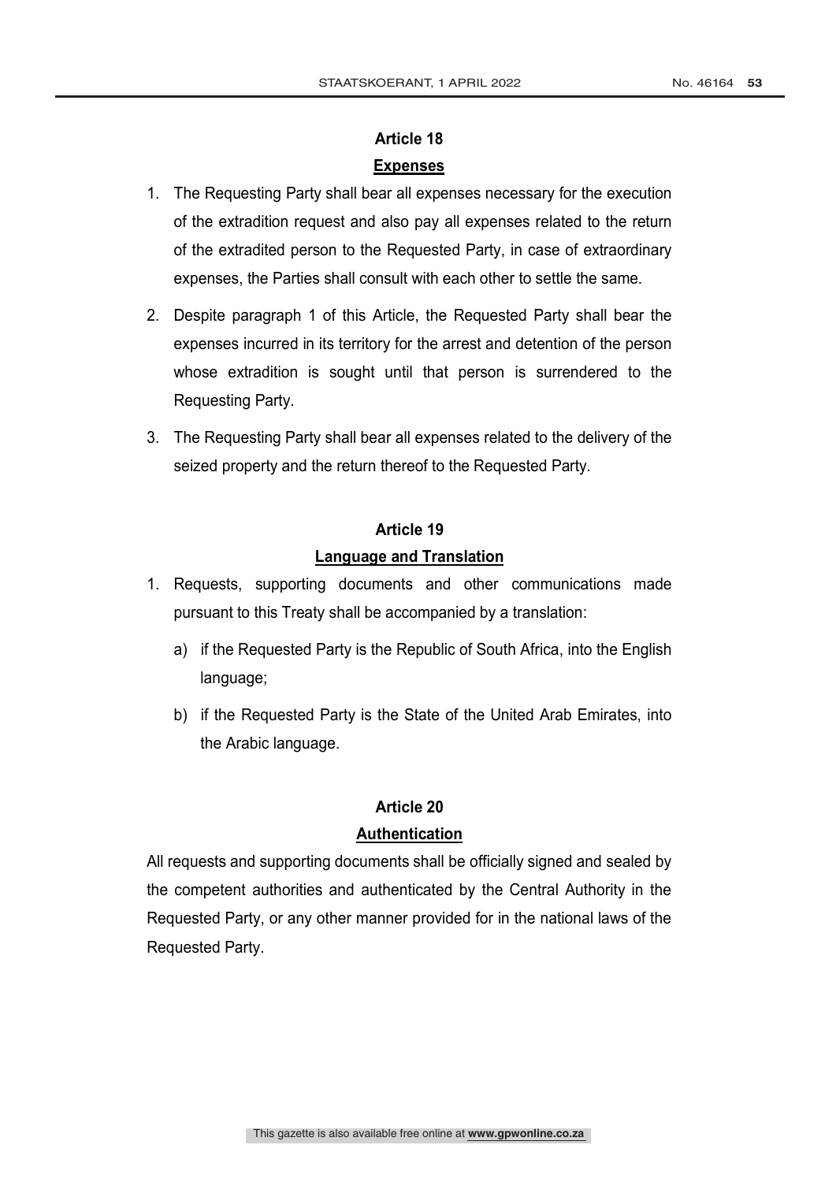## Article 18

## Expenses

1. The Requesting Party shall bear all expenses necessary for the execution of the extradition request and also pay all expenses related to the return of the extradited person to the Requested Party, in case of extraordinary expenses, the Parties shall consult with each other to settle the same.

2. Despite paragraph 1 of this Article, the Requested Party shall bear the expenses incurred in its territory for the arrest and detention of the person whose extradition is sought until that person is surrendered to the Requesting Party.

3. The Requesting Party shall bear all expenses related to the delivery of the seized property and the return thereof to the Requested Party.

## Article 19

## Language and Translation

1. Requests, supporting documents and other communications made pursuant to this Treaty shall be accompanied by a translation:

   a) if the Requested Party is the Republic of South Africa, into the English language;

   b) if the Requested Party is the State of the United Arab Emirates, into the Arabic language.

## Article 20

## Authentication

All requests and supporting documents shall be officially signed and sealed by the competent authorities and authenticated by the Central Authority in the Requested Party, or any other manner provided for in the national laws of the Requested Party.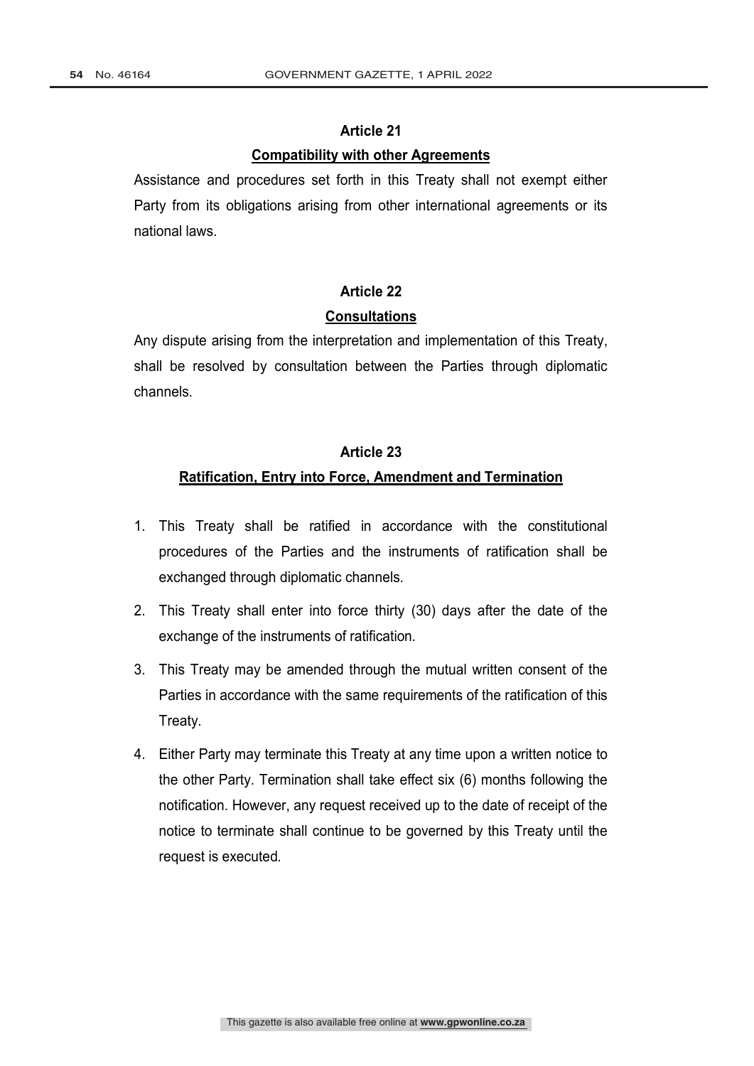## Article 21

### Compatibility with other Agreements

Assistance and procedures set forth in this Treaty shall not exempt either Party from its obligations arising from other international agreements or its national laws.

## Article 22

### Consultations

Any dispute arising from the interpretation and implementation of this Treaty, shall be resolved by consultation between the Parties through diplomatic channels.

## Article 23

### Ratification, Entry into Force, Amendment and Termination

1. This Treaty shall be ratified in accordance with the constitutional procedures of the Parties and the instruments of ratification shall be exchanged through diplomatic channels.
2. This Treaty shall enter into force thirty (30) days after the date of the exchange of the instruments of ratification.
3. This Treaty may be amended through the mutual written consent of the Parties in accordance with the same requirements of the ratification of this Treaty.
4. Either Party may terminate this Treaty at any time upon a written notice to the other Party. Termination shall take effect six (6) months following the notification. However, any request received up to the date of receipt of the notice to terminate shall continue to be governed by this Treaty until the request is executed.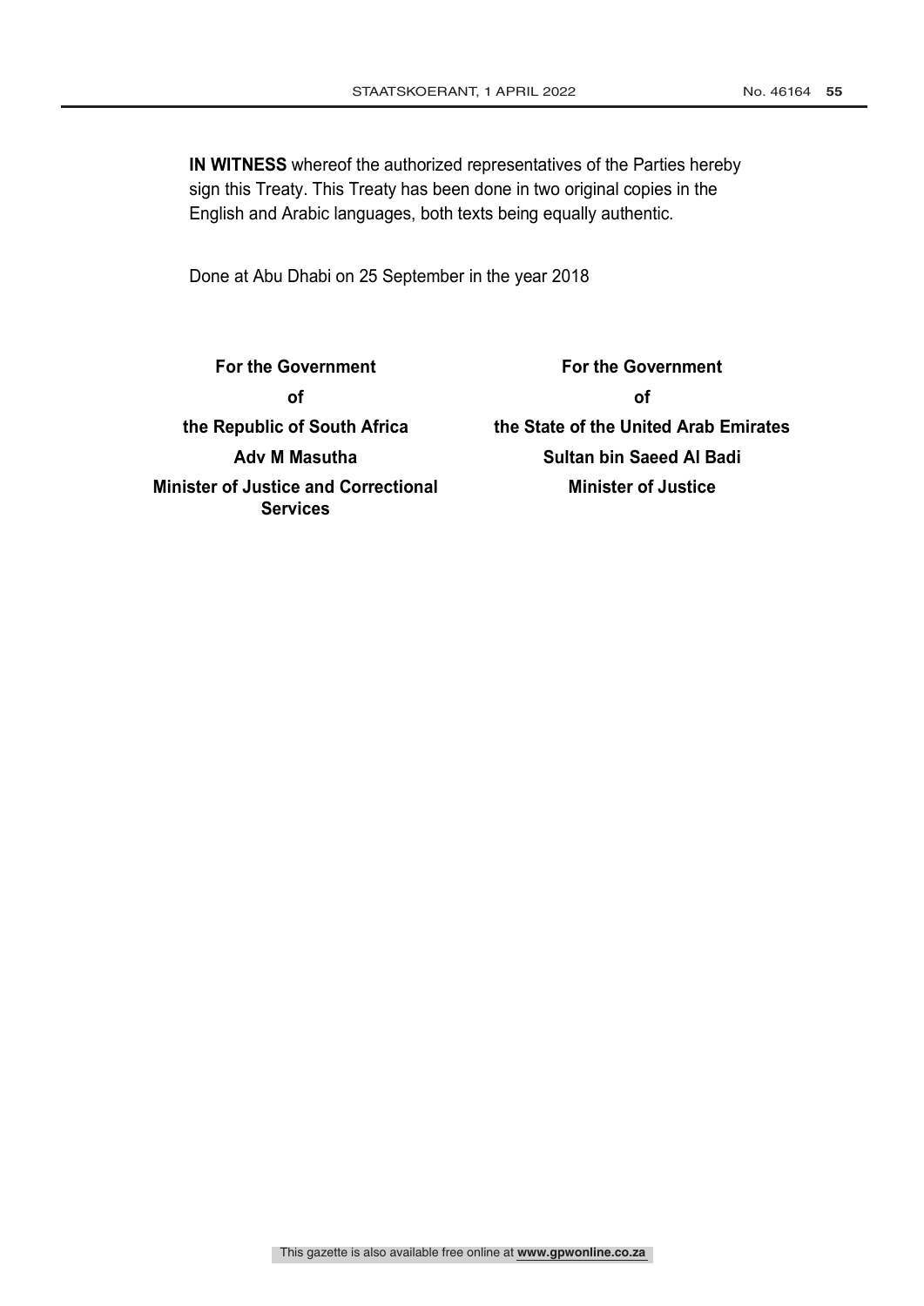**IN WITNESS** whereof the authorized representatives of the Parties hereby sign this Treaty. This Treaty has been done in two original copies in the English and Arabic languages, both texts being equally authentic.

Done at Abu Dhabi on 25 September in the year 2018

| **For the Government of the Republic of South Africa** | **For the Government of the State of the United Arab Emirates** |
|---|---|
| **Adv M Masutha** | **Sultan bin Saeed Al Badi** |
| **Minister of Justice and Correctional Services** | **Minister of Justice** |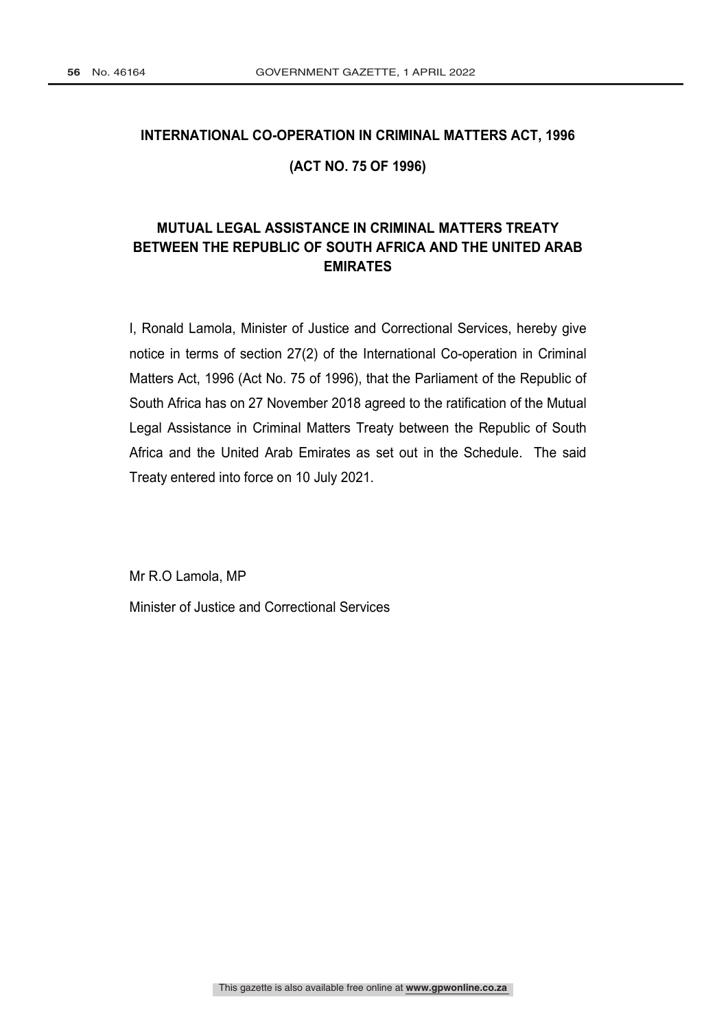## INTERNATIONAL CO-OPERATION IN CRIMINAL MATTERS ACT, 1996

## (ACT NO. 75 OF 1996)

## MUTUAL LEGAL ASSISTANCE IN CRIMINAL MATTERS TREATY BETWEEN THE REPUBLIC OF SOUTH AFRICA AND THE UNITED ARAB EMIRATES

I, Ronald Lamola, Minister of Justice and Correctional Services, hereby give notice in terms of section 27(2) of the International Co-operation in Criminal Matters Act, 1996 (Act No. 75 of 1996), that the Parliament of the Republic of South Africa has on 27 November 2018 agreed to the ratification of the Mutual Legal Assistance in Criminal Matters Treaty between the Republic of South Africa and the United Arab Emirates as set out in the Schedule. The said Treaty entered into force on 10 July 2021.

Mr R.O Lamola, MP

Minister of Justice and Correctional Services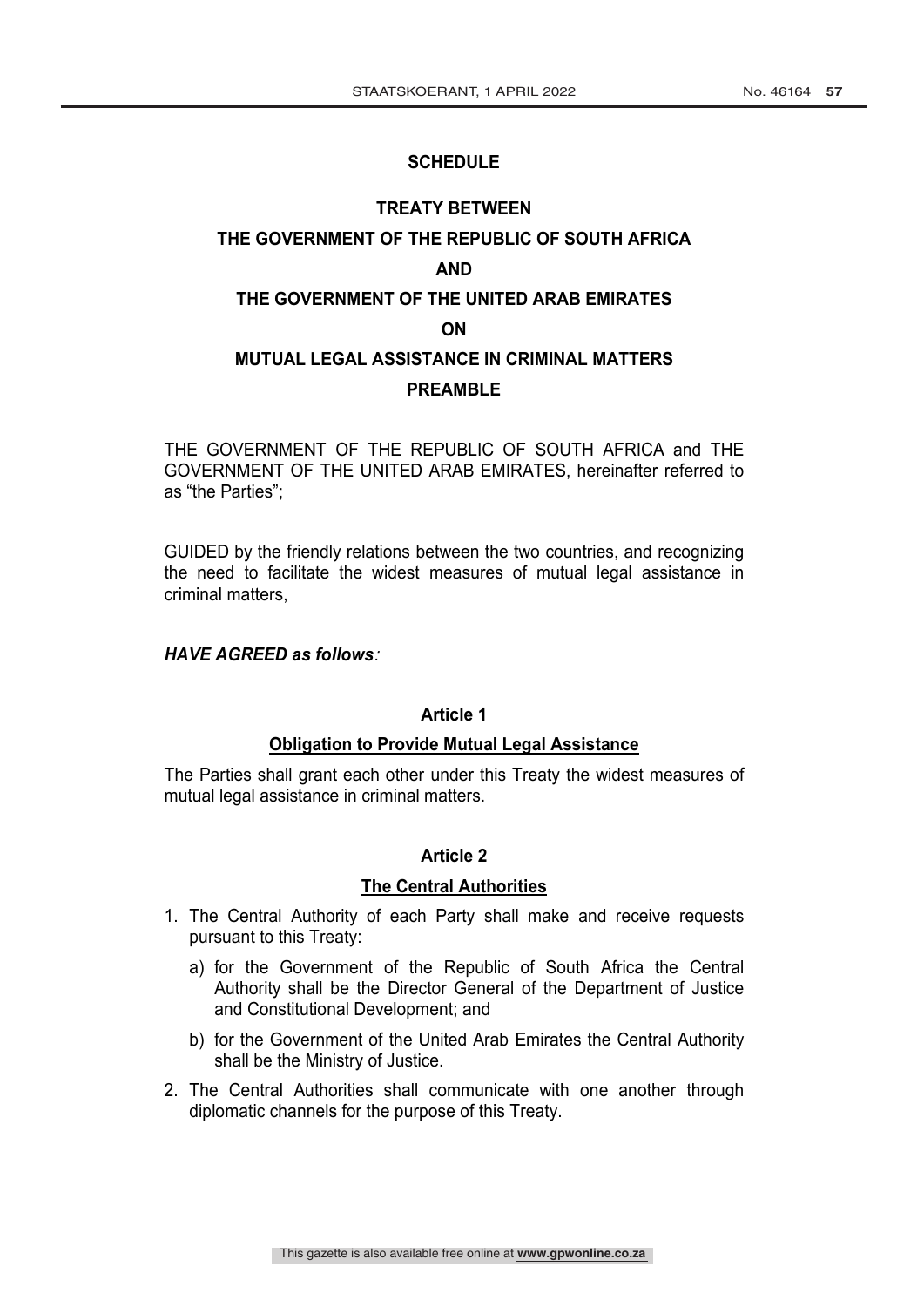## SCHEDULE

## TREATY BETWEEN
## THE GOVERNMENT OF THE REPUBLIC OF SOUTH AFRICA
## AND
## THE GOVERNMENT OF THE UNITED ARAB EMIRATES
## ON
## MUTUAL LEGAL ASSISTANCE IN CRIMINAL MATTERS

### PREAMBLE

THE GOVERNMENT OF THE REPUBLIC OF SOUTH AFRICA and THE GOVERNMENT OF THE UNITED ARAB EMIRATES, hereinafter referred to as "the Parties";

GUIDED by the friendly relations between the two countries, and recognizing the need to facilitate the widest measures of mutual legal assistance in criminal matters,

***HAVE AGREED as follows:***

### Article 1

**Obligation to Provide Mutual Legal Assistance**

The Parties shall grant each other under this Treaty the widest measures of mutual legal assistance in criminal matters.

### Article 2

**The Central Authorities**

1. The Central Authority of each Party shall make and receive requests pursuant to this Treaty:
   a) for the Government of the Republic of South Africa the Central Authority shall be the Director General of the Department of Justice and Constitutional Development; and
   b) for the Government of the United Arab Emirates the Central Authority shall be the Ministry of Justice.
2. The Central Authorities shall communicate with one another through diplomatic channels for the purpose of this Treaty.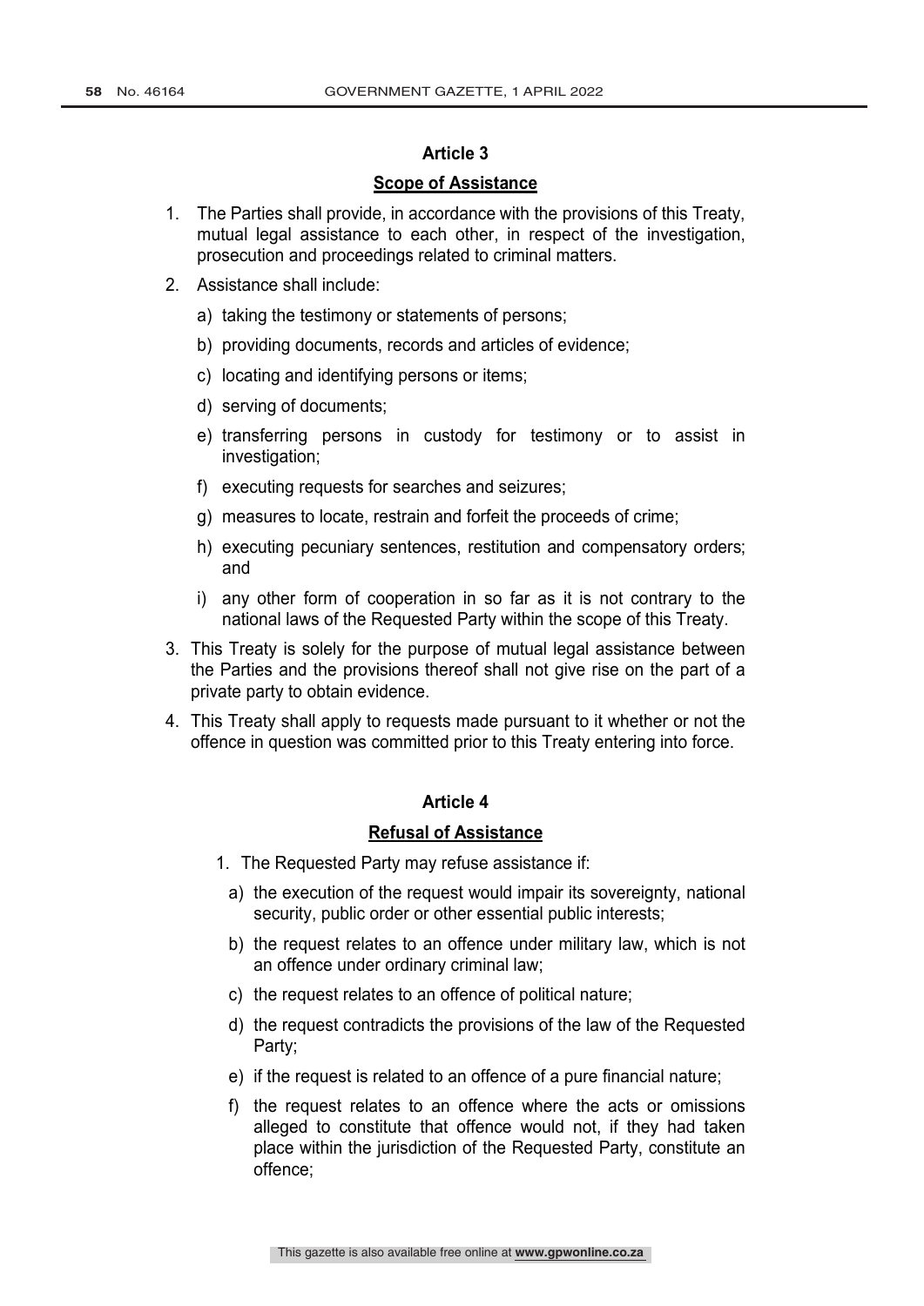## Article 3

### Scope of Assistance

1. The Parties shall provide, in accordance with the provisions of this Treaty, mutual legal assistance to each other, in respect of the investigation, prosecution and proceedings related to criminal matters.
2. Assistance shall include:
   a) taking the testimony or statements of persons;
   b) providing documents, records and articles of evidence;
   c) locating and identifying persons or items;
   d) serving of documents;
   e) transferring persons in custody for testimony or to assist in investigation;
   f) executing requests for searches and seizures;
   g) measures to locate, restrain and forfeit the proceeds of crime;
   h) executing pecuniary sentences, restitution and compensatory orders; and
   i) any other form of cooperation in so far as it is not contrary to the national laws of the Requested Party within the scope of this Treaty.
3. This Treaty is solely for the purpose of mutual legal assistance between the Parties and the provisions thereof shall not give rise on the part of a private party to obtain evidence.
4. This Treaty shall apply to requests made pursuant to it whether or not the offence in question was committed prior to this Treaty entering into force.

## Article 4

### Refusal of Assistance

1. The Requested Party may refuse assistance if:
   a) the execution of the request would impair its sovereignty, national security, public order or other essential public interests;
   b) the request relates to an offence under military law, which is not an offence under ordinary criminal law;
   c) the request relates to an offence of political nature;
   d) the request contradicts the provisions of the law of the Requested Party;
   e) if the request is related to an offence of a pure financial nature;
   f) the request relates to an offence where the acts or omissions alleged to constitute that offence would not, if they had taken place within the jurisdiction of the Requested Party, constitute an offence;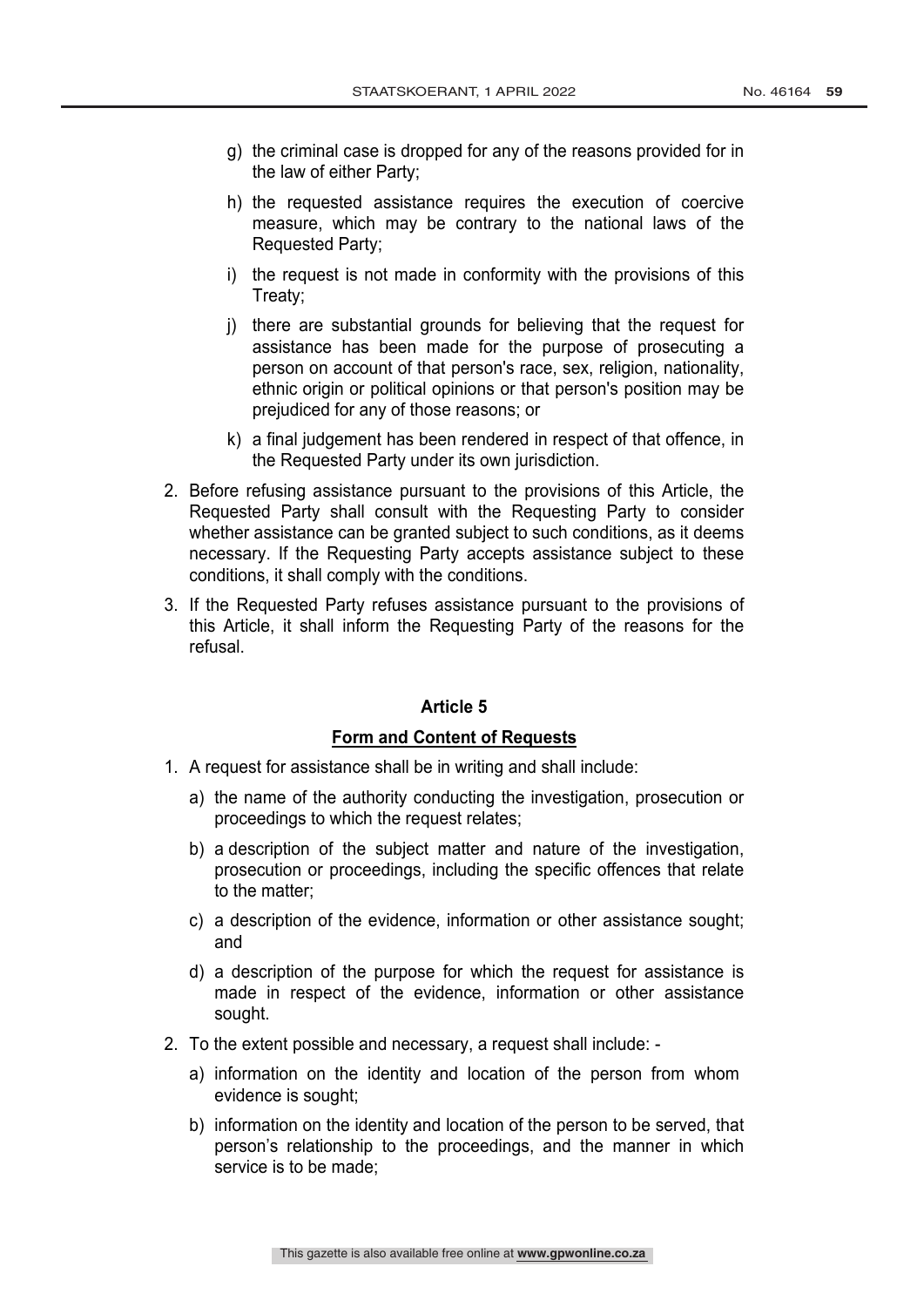g) the criminal case is dropped for any of the reasons provided for in the law of either Party;

h) the requested assistance requires the execution of coercive measure, which may be contrary to the national laws of the Requested Party;

i) the request is not made in conformity with the provisions of this Treaty;

j) there are substantial grounds for believing that the request for assistance has been made for the purpose of prosecuting a person on account of that person's race, sex, religion, nationality, ethnic origin or political opinions or that person's position may be prejudiced for any of those reasons; or

k) a final judgement has been rendered in respect of that offence, in the Requested Party under its own jurisdiction.

2. Before refusing assistance pursuant to the provisions of this Article, the Requested Party shall consult with the Requesting Party to consider whether assistance can be granted subject to such conditions, as it deems necessary. If the Requesting Party accepts assistance subject to these conditions, it shall comply with the conditions.

3. If the Requested Party refuses assistance pursuant to the provisions of this Article, it shall inform the Requesting Party of the reasons for the refusal.

## Article 5

### Form and Content of Requests

1. A request for assistance shall be in writing and shall include:

   a) the name of the authority conducting the investigation, prosecution or proceedings to which the request relates;

   b) a description of the subject matter and nature of the investigation, prosecution or proceedings, including the specific offences that relate to the matter;

   c) a description of the evidence, information or other assistance sought; and

   d) a description of the purpose for which the request for assistance is made in respect of the evidence, information or other assistance sought.

2. To the extent possible and necessary, a request shall include: -

   a) information on the identity and location of the person from whom evidence is sought;

   b) information on the identity and location of the person to be served, that person's relationship to the proceedings, and the manner in which service is to be made;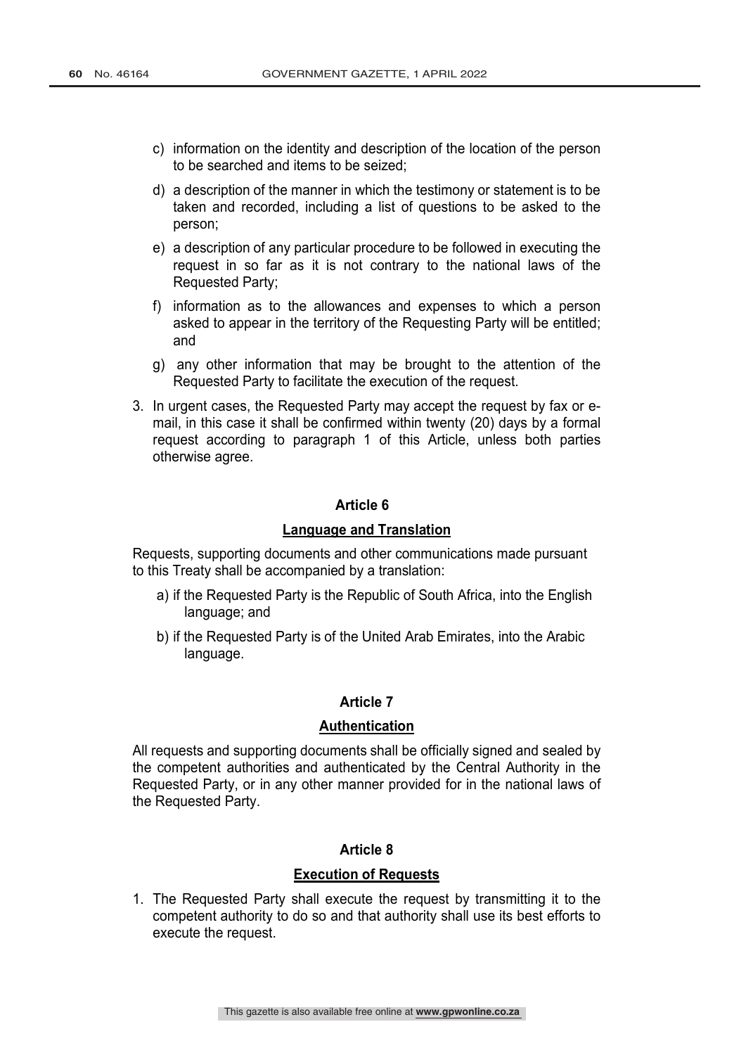c) information on the identity and description of the location of the person to be searched and items to be seized;

d) a description of the manner in which the testimony or statement is to be taken and recorded, including a list of questions to be asked to the person;

e) a description of any particular procedure to be followed in executing the request in so far as it is not contrary to the national laws of the Requested Party;

f) information as to the allowances and expenses to which a person asked to appear in the territory of the Requesting Party will be entitled; and

g) any other information that may be brought to the attention of the Requested Party to facilitate the execution of the request.

3. In urgent cases, the Requested Party may accept the request by fax or e-mail, in this case it shall be confirmed within twenty (20) days by a formal request according to paragraph 1 of this Article, unless both parties otherwise agree.

### Article 6

### Language and Translation

Requests, supporting documents and other communications made pursuant to this Treaty shall be accompanied by a translation:

a) if the Requested Party is the Republic of South Africa, into the English language; and

b) if the Requested Party is of the United Arab Emirates, into the Arabic language.

### Article 7

### Authentication

All requests and supporting documents shall be officially signed and sealed by the competent authorities and authenticated by the Central Authority in the Requested Party, or in any other manner provided for in the national laws of the Requested Party.

### Article 8

### Execution of Requests

1. The Requested Party shall execute the request by transmitting it to the competent authority to do so and that authority shall use its best efforts to execute the request.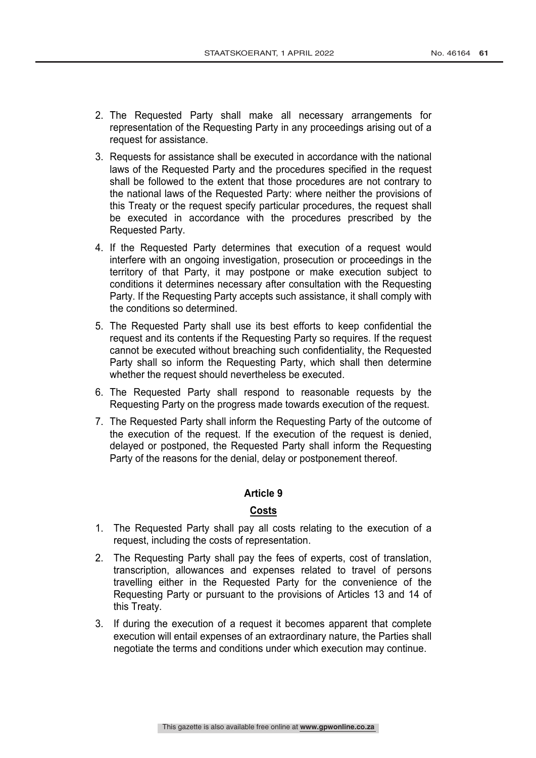2. The Requested Party shall make all necessary arrangements for representation of the Requesting Party in any proceedings arising out of a request for assistance.

3. Requests for assistance shall be executed in accordance with the national laws of the Requested Party and the procedures specified in the request shall be followed to the extent that those procedures are not contrary to the national laws of the Requested Party: where neither the provisions of this Treaty or the request specify particular procedures, the request shall be executed in accordance with the procedures prescribed by the Requested Party.

4. If the Requested Party determines that execution of a request would interfere with an ongoing investigation, prosecution or proceedings in the territory of that Party, it may postpone or make execution subject to conditions it determines necessary after consultation with the Requesting Party. If the Requesting Party accepts such assistance, it shall comply with the conditions so determined.

5. The Requested Party shall use its best efforts to keep confidential the request and its contents if the Requesting Party so requires. If the request cannot be executed without breaching such confidentiality, the Requested Party shall so inform the Requesting Party, which shall then determine whether the request should nevertheless be executed.

6. The Requested Party shall respond to reasonable requests by the Requesting Party on the progress made towards execution of the request.

7. The Requested Party shall inform the Requesting Party of the outcome of the execution of the request. If the execution of the request is denied, delayed or postponed, the Requested Party shall inform the Requesting Party of the reasons for the denial, delay or postponement thereof.

## Article 9

## Costs

1. The Requested Party shall pay all costs relating to the execution of a request, including the costs of representation.

2. The Requesting Party shall pay the fees of experts, cost of translation, transcription, allowances and expenses related to travel of persons travelling either in the Requested Party for the convenience of the Requesting Party or pursuant to the provisions of Articles 13 and 14 of this Treaty.

3. If during the execution of a request it becomes apparent that complete execution will entail expenses of an extraordinary nature, the Parties shall negotiate the terms and conditions under which execution may continue.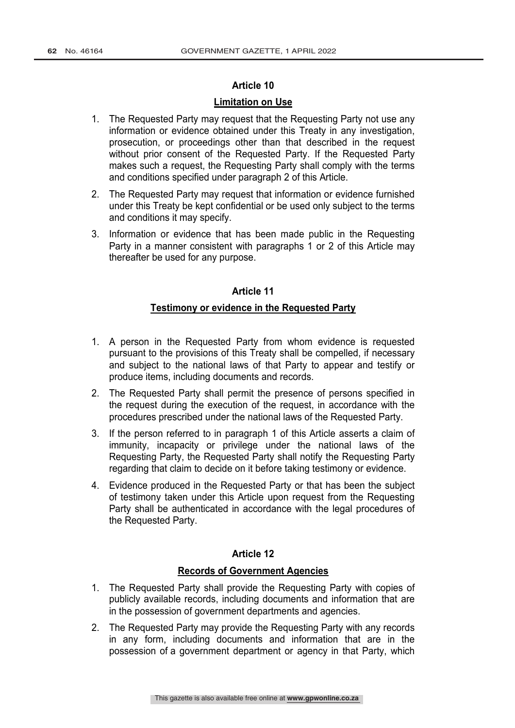## Article 10

**Limitation on Use**

1. The Requested Party may request that the Requesting Party not use any information or evidence obtained under this Treaty in any investigation, prosecution, or proceedings other than that described in the request without prior consent of the Requested Party. If the Requested Party makes such a request, the Requesting Party shall comply with the terms and conditions specified under paragraph 2 of this Article.
2. The Requested Party may request that information or evidence furnished under this Treaty be kept confidential or be used only subject to the terms and conditions it may specify.
3. Information or evidence that has been made public in the Requesting Party in a manner consistent with paragraphs 1 or 2 of this Article may thereafter be used for any purpose.

## Article 11

**Testimony or evidence in the Requested Party**

1. A person in the Requested Party from whom evidence is requested pursuant to the provisions of this Treaty shall be compelled, if necessary and subject to the national laws of that Party to appear and testify or produce items, including documents and records.
2. The Requested Party shall permit the presence of persons specified in the request during the execution of the request, in accordance with the procedures prescribed under the national laws of the Requested Party.
3. If the person referred to in paragraph 1 of this Article asserts a claim of immunity, incapacity or privilege under the national laws of the Requesting Party, the Requested Party shall notify the Requesting Party regarding that claim to decide on it before taking testimony or evidence.
4. Evidence produced in the Requested Party or that has been the subject of testimony taken under this Article upon request from the Requesting Party shall be authenticated in accordance with the legal procedures of the Requested Party.

## Article 12

**Records of Government Agencies**

1. The Requested Party shall provide the Requesting Party with copies of publicly available records, including documents and information that are in the possession of government departments and agencies.
2. The Requested Party may provide the Requesting Party with any records in any form, including documents and information that are in the possession of a government department or agency in that Party, which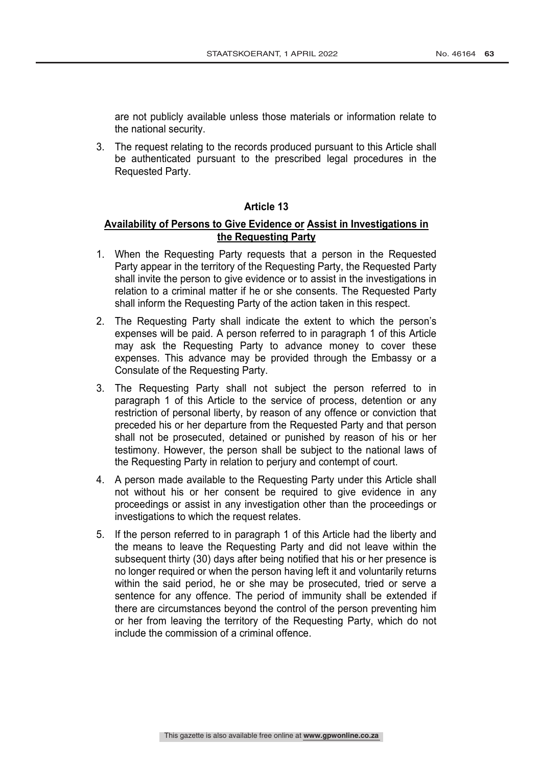are not publicly available unless those materials or information relate to the national security.

3. The request relating to the records produced pursuant to this Article shall be authenticated pursuant to the prescribed legal procedures in the Requested Party.

### Article 13

**Availability of Persons to Give Evidence or Assist in Investigations in the Requesting Party**

1. When the Requesting Party requests that a person in the Requested Party appear in the territory of the Requesting Party, the Requested Party shall invite the person to give evidence or to assist in the investigations in relation to a criminal matter if he or she consents. The Requested Party shall inform the Requesting Party of the action taken in this respect.

2. The Requesting Party shall indicate the extent to which the person's expenses will be paid. A person referred to in paragraph 1 of this Article may ask the Requesting Party to advance money to cover these expenses. This advance may be provided through the Embassy or a Consulate of the Requesting Party.

3. The Requesting Party shall not subject the person referred to in paragraph 1 of this Article to the service of process, detention or any restriction of personal liberty, by reason of any offence or conviction that preceded his or her departure from the Requested Party and that person shall not be prosecuted, detained or punished by reason of his or her testimony. However, the person shall be subject to the national laws of the Requesting Party in relation to perjury and contempt of court.

4. A person made available to the Requesting Party under this Article shall not without his or her consent be required to give evidence in any proceedings or assist in any investigation other than the proceedings or investigations to which the request relates.

5. If the person referred to in paragraph 1 of this Article had the liberty and the means to leave the Requesting Party and did not leave within the subsequent thirty (30) days after being notified that his or her presence is no longer required or when the person having left it and voluntarily returns within the said period, he or she may be prosecuted, tried or serve a sentence for any offence. The period of immunity shall be extended if there are circumstances beyond the control of the person preventing him or her from leaving the territory of the Requesting Party, which do not include the commission of a criminal offence.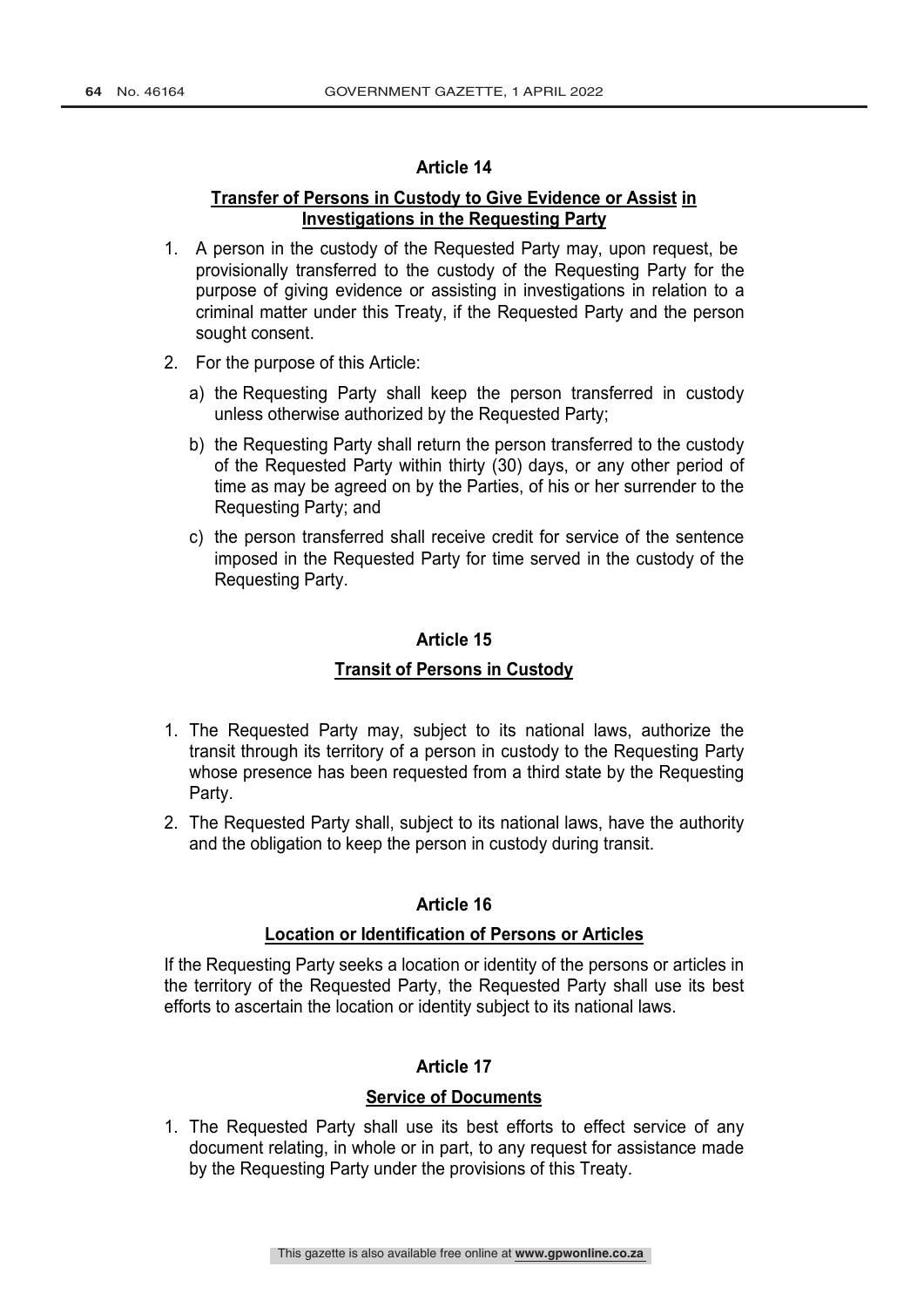## Article 14

### Transfer of Persons in Custody to Give Evidence or Assist in Investigations in the Requesting Party

1. A person in the custody of the Requested Party may, upon request, be provisionally transferred to the custody of the Requesting Party for the purpose of giving evidence or assisting in investigations in relation to a criminal matter under this Treaty, if the Requested Party and the person sought consent.
2. For the purpose of this Article:
   a) the Requesting Party shall keep the person transferred in custody unless otherwise authorized by the Requested Party;
   b) the Requesting Party shall return the person transferred to the custody of the Requested Party within thirty (30) days, or any other period of time as may be agreed on by the Parties, of his or her surrender to the Requesting Party; and
   c) the person transferred shall receive credit for service of the sentence imposed in the Requested Party for time served in the custody of the Requesting Party.

## Article 15

### Transit of Persons in Custody

1. The Requested Party may, subject to its national laws, authorize the transit through its territory of a person in custody to the Requesting Party whose presence has been requested from a third state by the Requesting Party.
2. The Requested Party shall, subject to its national laws, have the authority and the obligation to keep the person in custody during transit.

## Article 16

### Location or Identification of Persons or Articles

If the Requesting Party seeks a location or identity of the persons or articles in the territory of the Requested Party, the Requested Party shall use its best efforts to ascertain the location or identity subject to its national laws.

## Article 17

### Service of Documents

1. The Requested Party shall use its best efforts to effect service of any document relating, in whole or in part, to any request for assistance made by the Requesting Party under the provisions of this Treaty.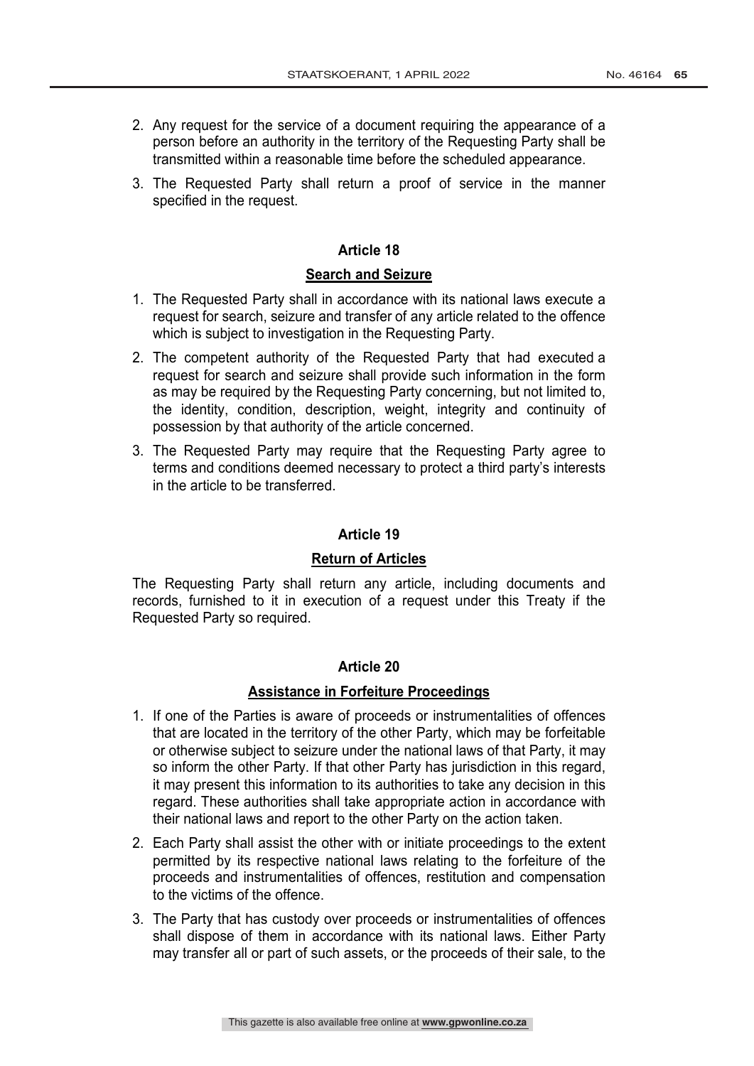2. Any request for the service of a document requiring the appearance of a person before an authority in the territory of the Requesting Party shall be transmitted within a reasonable time before the scheduled appearance.
3. The Requested Party shall return a proof of service in the manner specified in the request.

## Article 18

### Search and Seizure

1. The Requested Party shall in accordance with its national laws execute a request for search, seizure and transfer of any article related to the offence which is subject to investigation in the Requesting Party.
2. The competent authority of the Requested Party that had executed a request for search and seizure shall provide such information in the form as may be required by the Requesting Party concerning, but not limited to, the identity, condition, description, weight, integrity and continuity of possession by that authority of the article concerned.
3. The Requested Party may require that the Requesting Party agree to terms and conditions deemed necessary to protect a third party's interests in the article to be transferred.

## Article 19

### Return of Articles

The Requesting Party shall return any article, including documents and records, furnished to it in execution of a request under this Treaty if the Requested Party so required.

## Article 20

### Assistance in Forfeiture Proceedings

1. If one of the Parties is aware of proceeds or instrumentalities of offences that are located in the territory of the other Party, which may be forfeitable or otherwise subject to seizure under the national laws of that Party, it may so inform the other Party. If that other Party has jurisdiction in this regard, it may present this information to its authorities to take any decision in this regard. These authorities shall take appropriate action in accordance with their national laws and report to the other Party on the action taken.
2. Each Party shall assist the other with or initiate proceedings to the extent permitted by its respective national laws relating to the forfeiture of the proceeds and instrumentalities of offences, restitution and compensation to the victims of the offence.
3. The Party that has custody over proceeds or instrumentalities of offences shall dispose of them in accordance with its national laws. Either Party may transfer all or part of such assets, or the proceeds of their sale, to the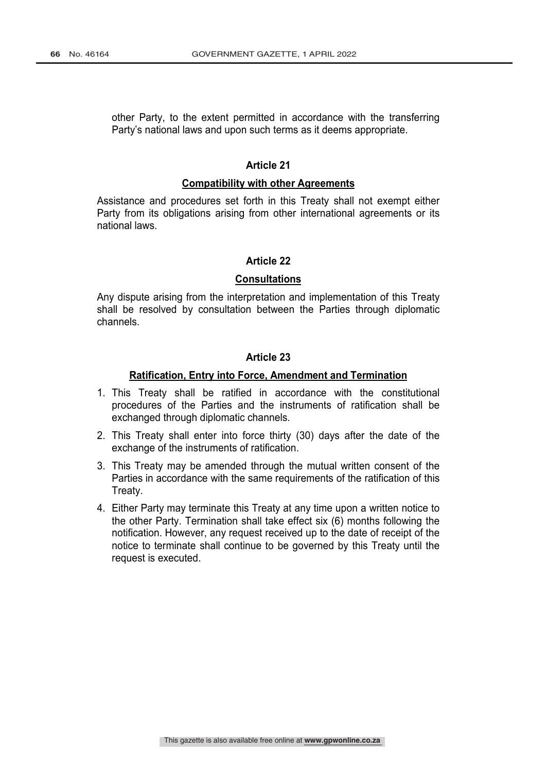other Party, to the extent permitted in accordance with the transferring Party's national laws and upon such terms as it deems appropriate.

## Article 21

**Compatibility with other Agreements**

Assistance and procedures set forth in this Treaty shall not exempt either Party from its obligations arising from other international agreements or its national laws.

## Article 22

**Consultations**

Any dispute arising from the interpretation and implementation of this Treaty shall be resolved by consultation between the Parties through diplomatic channels.

## Article 23

**Ratification, Entry into Force, Amendment and Termination**

1. This Treaty shall be ratified in accordance with the constitutional procedures of the Parties and the instruments of ratification shall be exchanged through diplomatic channels.
2. This Treaty shall enter into force thirty (30) days after the date of the exchange of the instruments of ratification.
3. This Treaty may be amended through the mutual written consent of the Parties in accordance with the same requirements of the ratification of this Treaty.
4. Either Party may terminate this Treaty at any time upon a written notice to the other Party. Termination shall take effect six (6) months following the notification. However, any request received up to the date of receipt of the notice to terminate shall continue to be governed by this Treaty until the request is executed.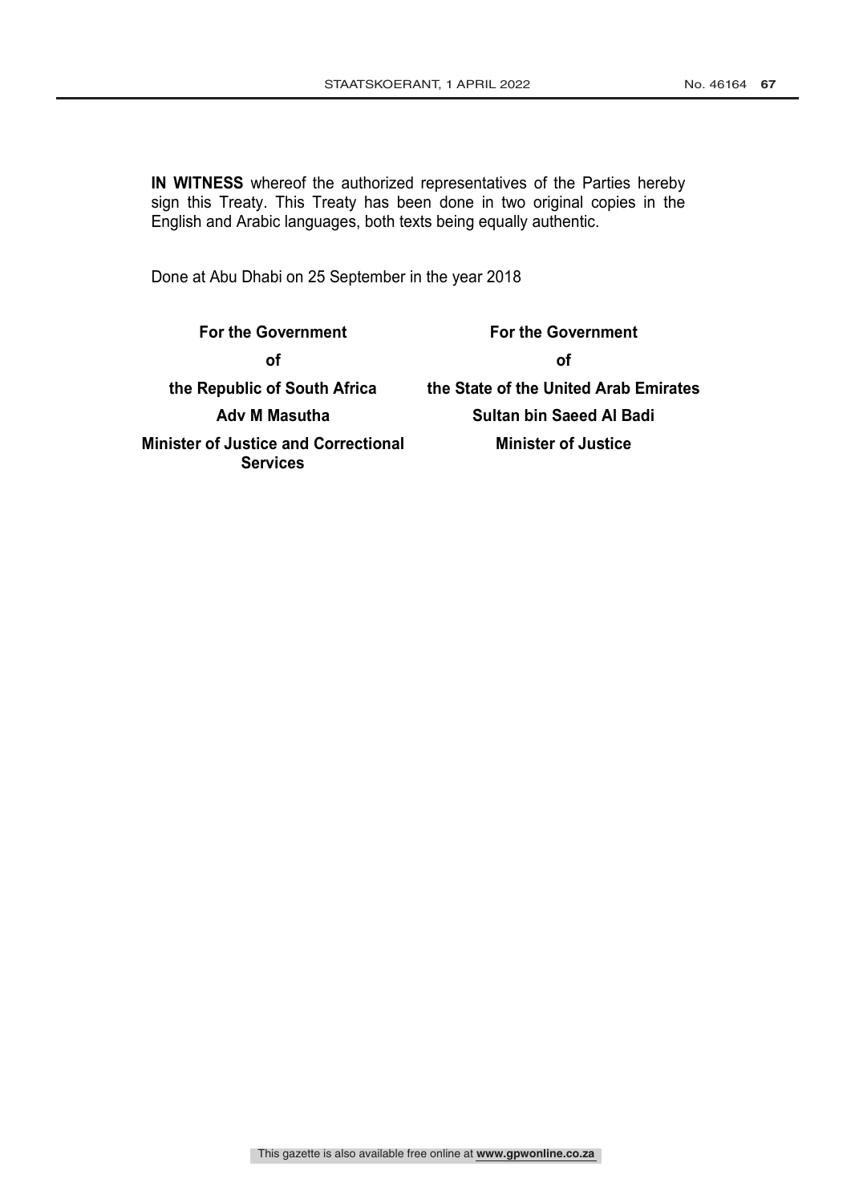**IN WITNESS** whereof the authorized representatives of the Parties hereby sign this Treaty. This Treaty has been done in two original copies in the English and Arabic languages, both texts being equally authentic.

Done at Abu Dhabi on 25 September in the year 2018

| | |
|---|---|
| **For the Government** | **For the Government** |
| **of** | **of** |
| **the Republic of South Africa** | **the State of the United Arab Emirates** |
| **Adv M Masutha** | **Sultan bin Saeed Al Badi** |
| **Minister of Justice and Correctional Services** | **Minister of Justice** |